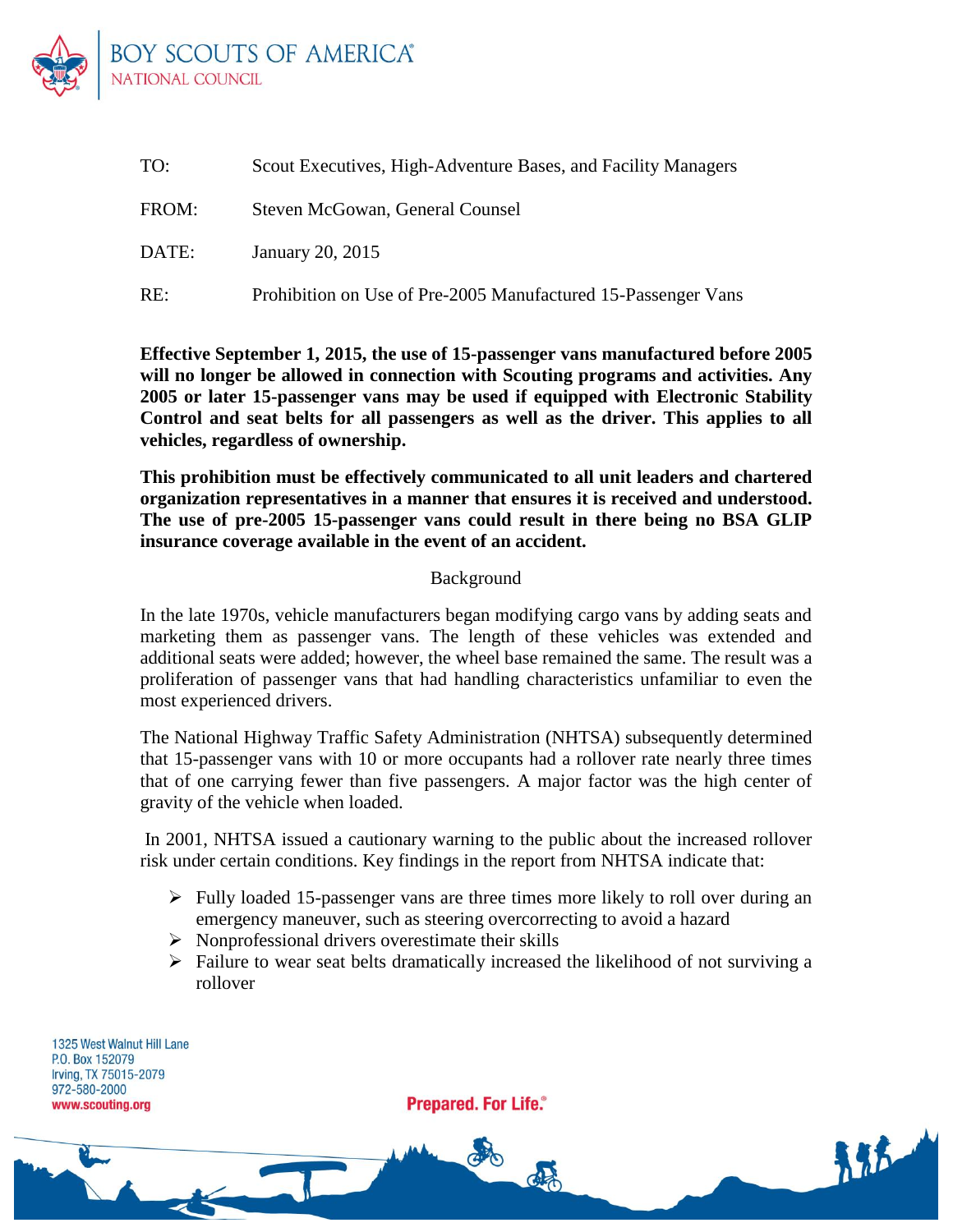BOY SCOUTS OF AMERICA®
NATIONAL COUNCIL

| | |
|---|---|
| TO: | Scout Executives, High-Adventure Bases, and Facility Managers |
| FROM: | Steven McGowan, General Counsel |
| DATE: | January 20, 2015 |
| RE: | Prohibition on Use of Pre-2005 Manufactured 15-Passenger Vans |

**Effective September 1, 2015, the use of 15-passenger vans manufactured before 2005 will no longer be allowed in connection with Scouting programs and activities. Any 2005 or later 15-passenger vans may be used if equipped with Electronic Stability Control and seat belts for all passengers as well as the driver. This applies to all vehicles, regardless of ownership.**

**This prohibition must be effectively communicated to all unit leaders and chartered organization representatives in a manner that ensures it is received and understood. The use of pre-2005 15-passenger vans could result in there being no BSA GLIP insurance coverage available in the event of an accident.**

## Background

In the late 1970s, vehicle manufacturers began modifying cargo vans by adding seats and marketing them as passenger vans. The length of these vehicles was extended and additional seats were added; however, the wheel base remained the same. The result was a proliferation of passenger vans that had handling characteristics unfamiliar to even the most experienced drivers.

The National Highway Traffic Safety Administration (NHTSA) subsequently determined that 15-passenger vans with 10 or more occupants had a rollover rate nearly three times that of one carrying fewer than five passengers. A major factor was the high center of gravity of the vehicle when loaded.

In 2001, NHTSA issued a cautionary warning to the public about the increased rollover risk under certain conditions. Key findings in the report from NHTSA indicate that:

- Fully loaded 15-passenger vans are three times more likely to roll over during an emergency maneuver, such as steering overcorrecting to avoid a hazard
- Nonprofessional drivers overestimate their skills
- Failure to wear seat belts dramatically increased the likelihood of not surviving a rollover

1325 West Walnut Hill Lane
P.O. Box 152079
Irving, TX 75015-2079
972-580-2000
www.scouting.org

Prepared. For Life.®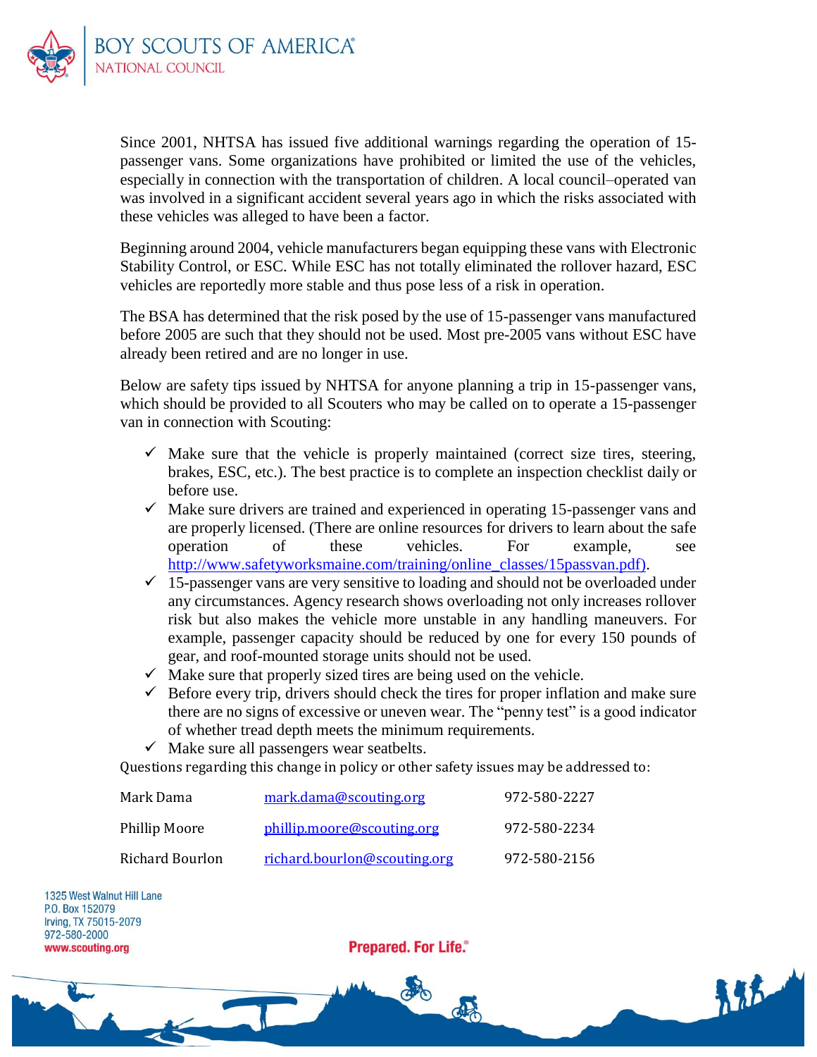Since 2001, NHTSA has issued five additional warnings regarding the operation of 15-passenger vans. Some organizations have prohibited or limited the use of the vehicles, especially in connection with the transportation of children. A local council–operated van was involved in a significant accident several years ago in which the risks associated with these vehicles was alleged to have been a factor.

Beginning around 2004, vehicle manufacturers began equipping these vans with Electronic Stability Control, or ESC. While ESC has not totally eliminated the rollover hazard, ESC vehicles are reportedly more stable and thus pose less of a risk in operation.

The BSA has determined that the risk posed by the use of 15-passenger vans manufactured before 2005 are such that they should not be used. Most pre-2005 vans without ESC have already been retired and are no longer in use.

Below are safety tips issued by NHTSA for anyone planning a trip in 15-passenger vans, which should be provided to all Scouters who may be called on to operate a 15-passenger van in connection with Scouting:

- ✓ Make sure that the vehicle is properly maintained (correct size tires, steering, brakes, ESC, etc.). The best practice is to complete an inspection checklist daily or before use.
- ✓ Make sure drivers are trained and experienced in operating 15-passenger vans and are properly licensed. (There are online resources for drivers to learn about the safe operation of these vehicles. For example, see http://www.safetyworksmaine.com/training/online_classes/15passvan.pdf).
- ✓ 15-passenger vans are very sensitive to loading and should not be overloaded under any circumstances. Agency research shows overloading not only increases rollover risk but also makes the vehicle more unstable in any handling maneuvers. For example, passenger capacity should be reduced by one for every 150 pounds of gear, and roof-mounted storage units should not be used.
- ✓ Make sure that properly sized tires are being used on the vehicle.
- ✓ Before every trip, drivers should check the tires for proper inflation and make sure there are no signs of excessive or uneven wear. The "penny test" is a good indicator of whether tread depth meets the minimum requirements.
- ✓ Make sure all passengers wear seatbelts.

Questions regarding this change in policy or other safety issues may be addressed to:

| | | |
|---|---|---|
| Mark Dama | mark.dama@scouting.org | 972-580-2227 |
| Phillip Moore | phillip.moore@scouting.org | 972-580-2234 |
| Richard Bourlon | richard.bourlon@scouting.org | 972-580-2156 |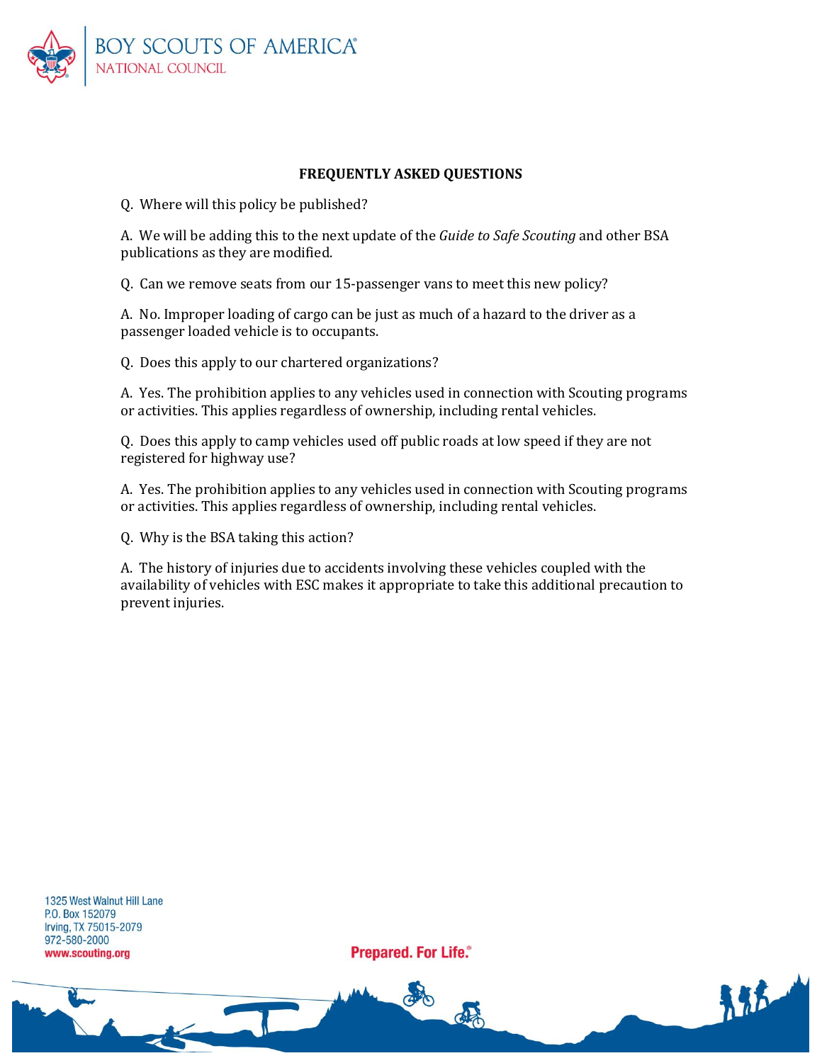**FREQUENTLY ASKED QUESTIONS**

Q. Where will this policy be published?

A. We will be adding this to the next update of the *Guide to Safe Scouting* and other BSA publications as they are modified.

Q. Can we remove seats from our 15-passenger vans to meet this new policy?

A. No. Improper loading of cargo can be just as much of a hazard to the driver as a passenger loaded vehicle is to occupants.

Q. Does this apply to our chartered organizations?

A. Yes. The prohibition applies to any vehicles used in connection with Scouting programs or activities. This applies regardless of ownership, including rental vehicles.

Q. Does this apply to camp vehicles used off public roads at low speed if they are not registered for highway use?

A. Yes. The prohibition applies to any vehicles used in connection with Scouting programs or activities. This applies regardless of ownership, including rental vehicles.

Q. Why is the BSA taking this action?

A. The history of injuries due to accidents involving these vehicles coupled with the availability of vehicles with ESC makes it appropriate to take this additional precaution to prevent injuries.